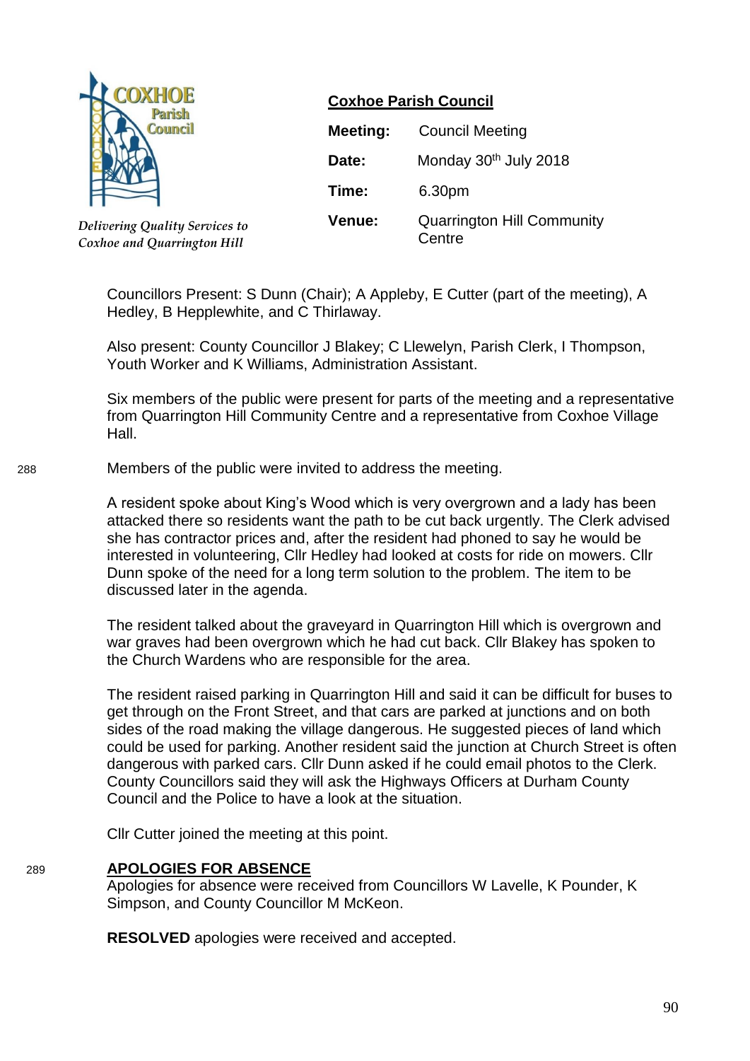COXHOE Parish Council

*Delivering Quality Services to Coxhoe and Quarrington Hill*

**Coxhoe Parish Council**

| | |
|---|---|
| **Meeting:** | Council Meeting |
| **Date:** | Monday 30th July 2018 |
| **Time:** | 6.30pm |
| **Venue:** | Quarrington Hill Community Centre |

Councillors Present: S Dunn (Chair); A Appleby, E Cutter (part of the meeting), A Hedley, B Hepplewhite, and C Thirlaway.

Also present: County Councillor J Blakey; C Llewelyn, Parish Clerk, I Thompson, Youth Worker and K Williams, Administration Assistant.

Six members of the public were present for parts of the meeting and a representative from Quarrington Hill Community Centre and a representative from Coxhoe Village Hall.

288 Members of the public were invited to address the meeting.

A resident spoke about King's Wood which is very overgrown and a lady has been attacked there so residents want the path to be cut back urgently. The Clerk advised she has contractor prices and, after the resident had phoned to say he would be interested in volunteering, Cllr Hedley had looked at costs for ride on mowers. Cllr Dunn spoke of the need for a long term solution to the problem. The item to be discussed later in the agenda.

The resident talked about the graveyard in Quarrington Hill which is overgrown and war graves had been overgrown which he had cut back. Cllr Blakey has spoken to the Church Wardens who are responsible for the area.

The resident raised parking in Quarrington Hill and said it can be difficult for buses to get through on the Front Street, and that cars are parked at junctions and on both sides of the road making the village dangerous. He suggested pieces of land which could be used for parking. Another resident said the junction at Church Street is often dangerous with parked cars. Cllr Dunn asked if he could email photos to the Clerk. County Councillors said they will ask the Highways Officers at Durham County Council and the Police to have a look at the situation.

Cllr Cutter joined the meeting at this point.

289 **APOLOGIES FOR ABSENCE**

Apologies for absence were received from Councillors W Lavelle, K Pounder, K Simpson, and County Councillor M McKeon.

**RESOLVED** apologies were received and accepted.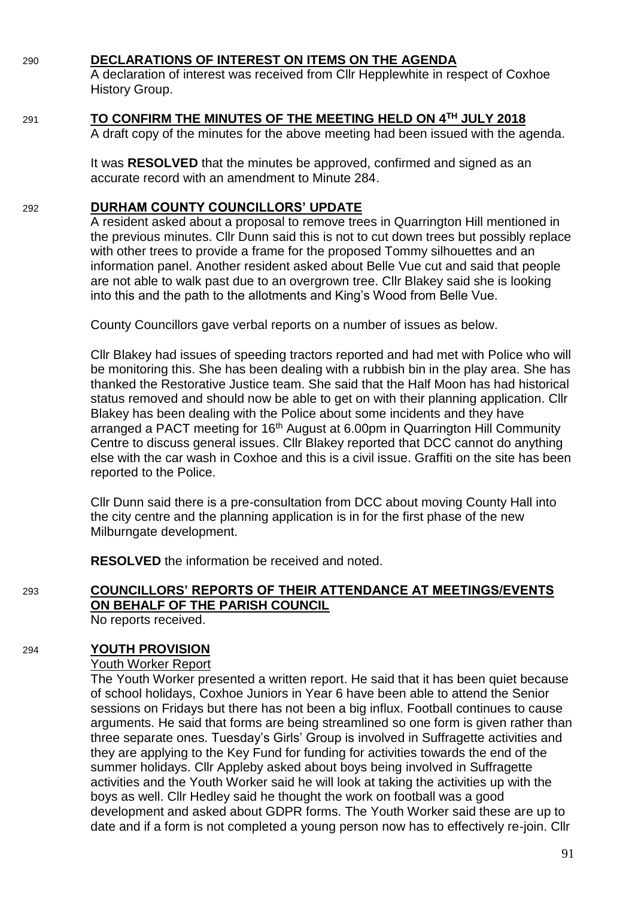290 **DECLARATIONS OF INTEREST ON ITEMS ON THE AGENDA**

A declaration of interest was received from Cllr Hepplewhite in respect of Coxhoe History Group.

291 **TO CONFIRM THE MINUTES OF THE MEETING HELD ON 4TH JULY 2018**

A draft copy of the minutes for the above meeting had been issued with the agenda.

It was **RESOLVED** that the minutes be approved, confirmed and signed as an accurate record with an amendment to Minute 284.

292 **DURHAM COUNTY COUNCILLORS' UPDATE**

A resident asked about a proposal to remove trees in Quarrington Hill mentioned in the previous minutes. Cllr Dunn said this is not to cut down trees but possibly replace with other trees to provide a frame for the proposed Tommy silhouettes and an information panel. Another resident asked about Belle Vue cut and said that people are not able to walk past due to an overgrown tree. Cllr Blakey said she is looking into this and the path to the allotments and King's Wood from Belle Vue.

County Councillors gave verbal reports on a number of issues as below.

Cllr Blakey had issues of speeding tractors reported and had met with Police who will be monitoring this. She has been dealing with a rubbish bin in the play area. She has thanked the Restorative Justice team. She said that the Half Moon has had historical status removed and should now be able to get on with their planning application. Cllr Blakey has been dealing with the Police about some incidents and they have arranged a PACT meeting for 16th August at 6.00pm in Quarrington Hill Community Centre to discuss general issues. Cllr Blakey reported that DCC cannot do anything else with the car wash in Coxhoe and this is a civil issue. Graffiti on the site has been reported to the Police.

Cllr Dunn said there is a pre-consultation from DCC about moving County Hall into the city centre and the planning application is in for the first phase of the new Milburngate development.

**RESOLVED** the information be received and noted.

293 **COUNCILLORS' REPORTS OF THEIR ATTENDANCE AT MEETINGS/EVENTS ON BEHALF OF THE PARISH COUNCIL**

No reports received.

294 **YOUTH PROVISION**

Youth Worker Report

The Youth Worker presented a written report. He said that it has been quiet because of school holidays, Coxhoe Juniors in Year 6 have been able to attend the Senior sessions on Fridays but there has not been a big influx. Football continues to cause arguments. He said that forms are being streamlined so one form is given rather than three separate ones. Tuesday's Girls' Group is involved in Suffragette activities and they are applying to the Key Fund for funding for activities towards the end of the summer holidays. Cllr Appleby asked about boys being involved in Suffragette activities and the Youth Worker said he will look at taking the activities up with the boys as well. Cllr Hedley said he thought the work on football was a good development and asked about GDPR forms. The Youth Worker said these are up to date and if a form is not completed a young person now has to effectively re-join. Cllr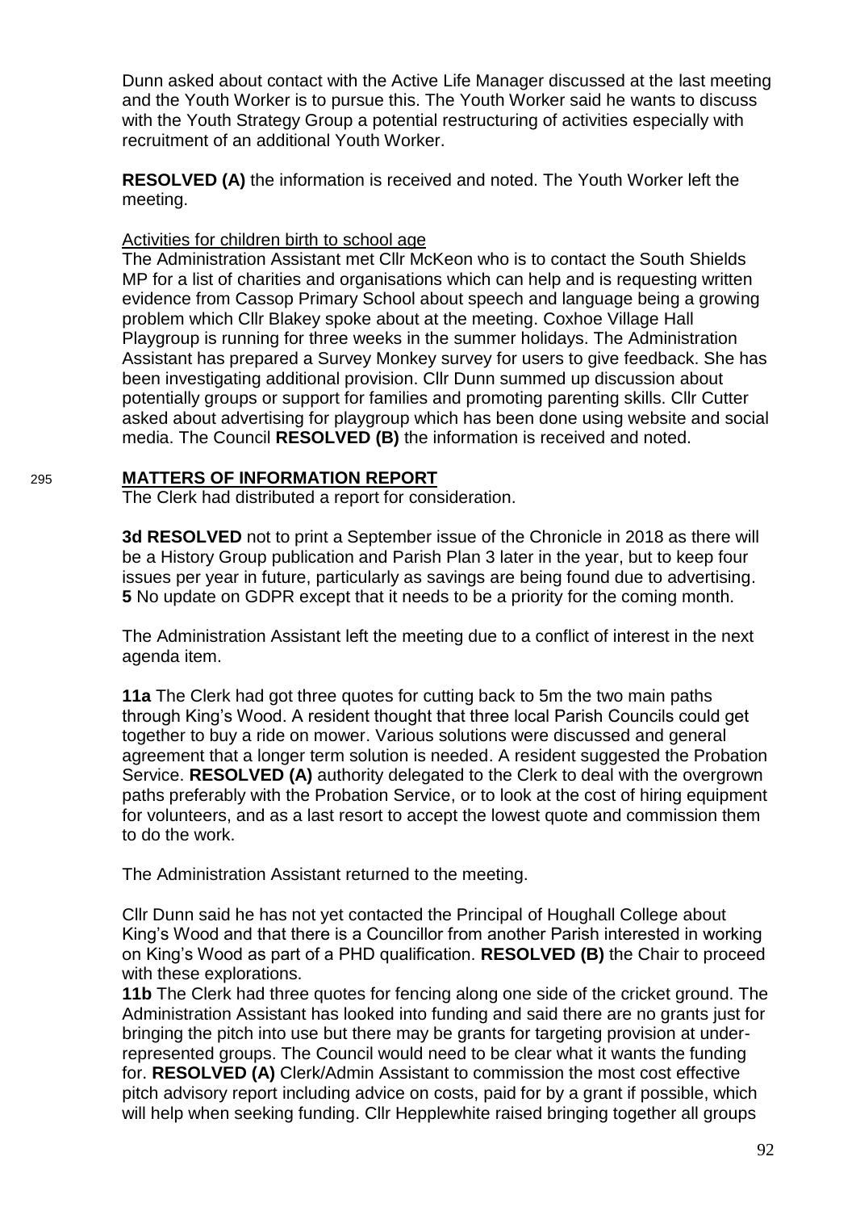Dunn asked about contact with the Active Life Manager discussed at the last meeting and the Youth Worker is to pursue this. The Youth Worker said he wants to discuss with the Youth Strategy Group a potential restructuring of activities especially with recruitment of an additional Youth Worker.

**RESOLVED (A)** the information is received and noted. The Youth Worker left the meeting.

Activities for children birth to school age

The Administration Assistant met Cllr McKeon who is to contact the South Shields MP for a list of charities and organisations which can help and is requesting written evidence from Cassop Primary School about speech and language being a growing problem which Cllr Blakey spoke about at the meeting. Coxhoe Village Hall Playgroup is running for three weeks in the summer holidays. The Administration Assistant has prepared a Survey Monkey survey for users to give feedback. She has been investigating additional provision. Cllr Dunn summed up discussion about potentially groups or support for families and promoting parenting skills. Cllr Cutter asked about advertising for playgroup which has been done using website and social media. The Council **RESOLVED (B)** the information is received and noted.

## 295 MATTERS OF INFORMATION REPORT

The Clerk had distributed a report for consideration.

**3d RESOLVED** not to print a September issue of the Chronicle in 2018 as there will be a History Group publication and Parish Plan 3 later in the year, but to keep four issues per year in future, particularly as savings are being found due to advertising.
**5** No update on GDPR except that it needs to be a priority for the coming month.

The Administration Assistant left the meeting due to a conflict of interest in the next agenda item.

**11a** The Clerk had got three quotes for cutting back to 5m the two main paths through King's Wood. A resident thought that three local Parish Councils could get together to buy a ride on mower. Various solutions were discussed and general agreement that a longer term solution is needed. A resident suggested the Probation Service. **RESOLVED (A)** authority delegated to the Clerk to deal with the overgrown paths preferably with the Probation Service, or to look at the cost of hiring equipment for volunteers, and as a last resort to accept the lowest quote and commission them to do the work.

The Administration Assistant returned to the meeting.

Cllr Dunn said he has not yet contacted the Principal of Houghall College about King's Wood and that there is a Councillor from another Parish interested in working on King's Wood as part of a PHD qualification. **RESOLVED (B)** the Chair to proceed with these explorations.
**11b** The Clerk had three quotes for fencing along one side of the cricket ground. The Administration Assistant has looked into funding and said there are no grants just for bringing the pitch into use but there may be grants for targeting provision at under-represented groups. The Council would need to be clear what it wants the funding for. **RESOLVED (A)** Clerk/Admin Assistant to commission the most cost effective pitch advisory report including advice on costs, paid for by a grant if possible, which will help when seeking funding. Cllr Hepplewhite raised bringing together all groups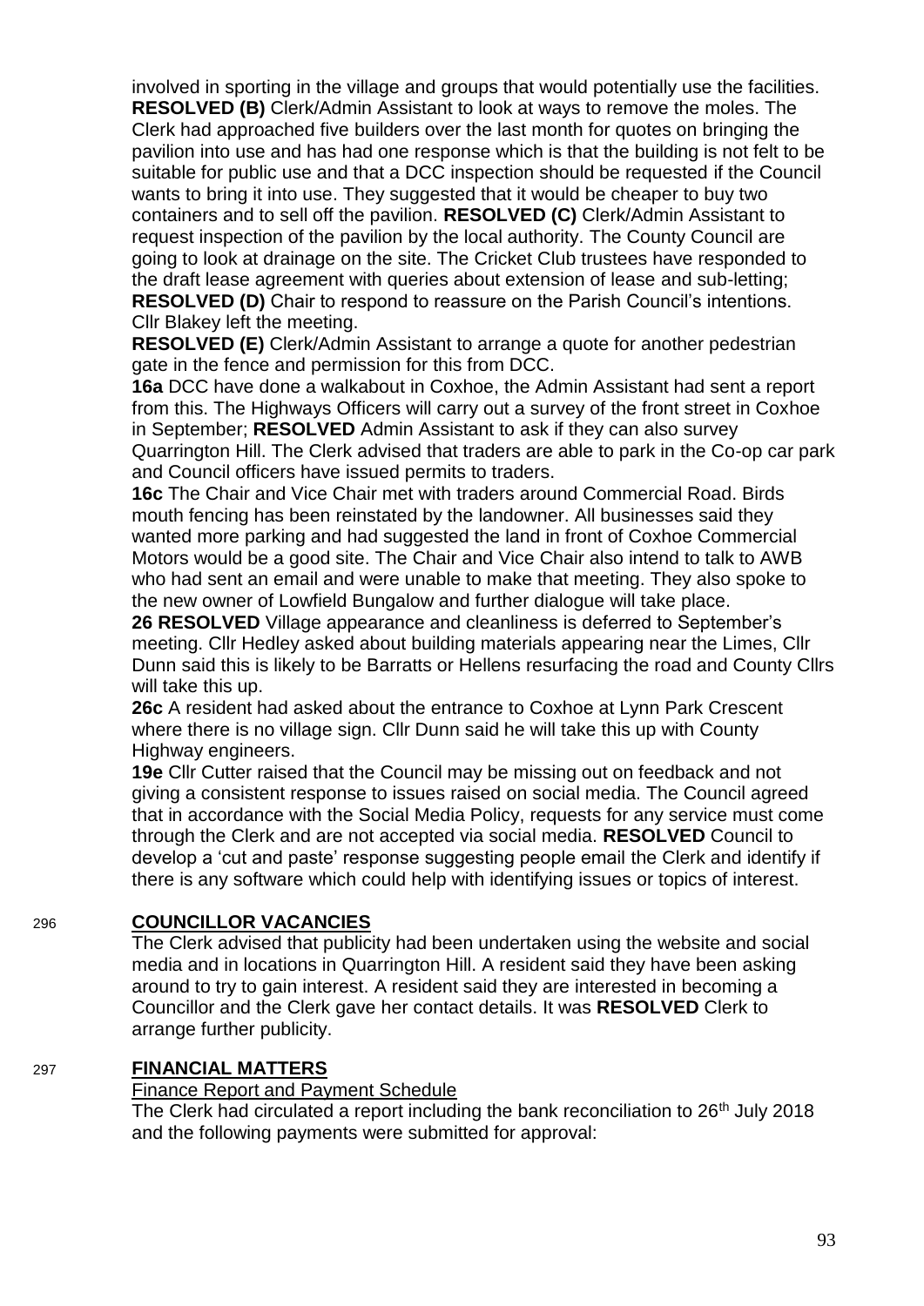involved in sporting in the village and groups that would potentially use the facilities. **RESOLVED (B)** Clerk/Admin Assistant to look at ways to remove the moles. The Clerk had approached five builders over the last month for quotes on bringing the pavilion into use and has had one response which is that the building is not felt to be suitable for public use and that a DCC inspection should be requested if the Council wants to bring it into use. They suggested that it would be cheaper to buy two containers and to sell off the pavilion. **RESOLVED (C)** Clerk/Admin Assistant to request inspection of the pavilion by the local authority. The County Council are going to look at drainage on the site. The Cricket Club trustees have responded to the draft lease agreement with queries about extension of lease and sub-letting; **RESOLVED (D)** Chair to respond to reassure on the Parish Council's intentions. Cllr Blakey left the meeting.

**RESOLVED (E)** Clerk/Admin Assistant to arrange a quote for another pedestrian gate in the fence and permission for this from DCC.

**16a** DCC have done a walkabout in Coxhoe, the Admin Assistant had sent a report from this. The Highways Officers will carry out a survey of the front street in Coxhoe in September; **RESOLVED** Admin Assistant to ask if they can also survey Quarrington Hill. The Clerk advised that traders are able to park in the Co-op car park and Council officers have issued permits to traders.

**16c** The Chair and Vice Chair met with traders around Commercial Road. Birds mouth fencing has been reinstated by the landowner. All businesses said they wanted more parking and had suggested the land in front of Coxhoe Commercial Motors would be a good site. The Chair and Vice Chair also intend to talk to AWB who had sent an email and were unable to make that meeting. They also spoke to the new owner of Lowfield Bungalow and further dialogue will take place.

**26 RESOLVED** Village appearance and cleanliness is deferred to September's meeting. Cllr Hedley asked about building materials appearing near the Limes, Cllr Dunn said this is likely to be Barratts or Hellens resurfacing the road and County Cllrs will take this up.

**26c** A resident had asked about the entrance to Coxhoe at Lynn Park Crescent where there is no village sign. Cllr Dunn said he will take this up with County Highway engineers.

**19e** Cllr Cutter raised that the Council may be missing out on feedback and not giving a consistent response to issues raised on social media. The Council agreed that in accordance with the Social Media Policy, requests for any service must come through the Clerk and are not accepted via social media. **RESOLVED** Council to develop a 'cut and paste' response suggesting people email the Clerk and identify if there is any software which could help with identifying issues or topics of interest.

## 296 COUNCILLOR VACANCIES

The Clerk advised that publicity had been undertaken using the website and social media and in locations in Quarrington Hill. A resident said they have been asking around to try to gain interest. A resident said they are interested in becoming a Councillor and the Clerk gave her contact details. It was **RESOLVED** Clerk to arrange further publicity.

## 297 FINANCIAL MATTERS

Finance Report and Payment Schedule

The Clerk had circulated a report including the bank reconciliation to 26th July 2018 and the following payments were submitted for approval: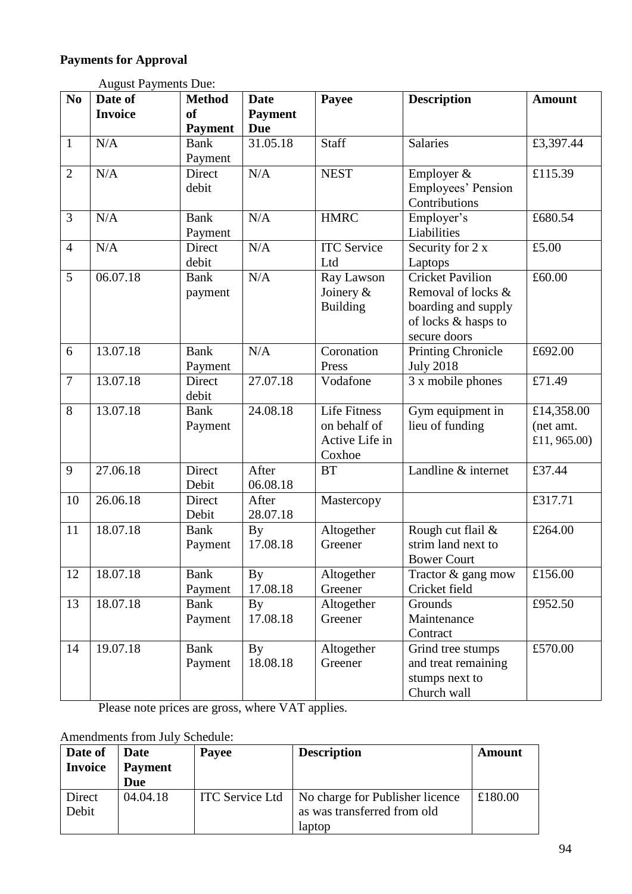**Payments for Approval**

August Payments Due:

| No | Date of Invoice | Method of Payment | Date Payment Due | Payee | Description | Amount |
|---|---|---|---|---|---|---|
| 1 | N/A | Bank Payment | 31.05.18 | Staff | Salaries | £3,397.44 |
| 2 | N/A | Direct debit | N/A | NEST | Employer & Employees' Pension Contributions | £115.39 |
| 3 | N/A | Bank Payment | N/A | HMRC | Employer's Liabilities | £680.54 |
| 4 | N/A | Direct debit | N/A | ITC Service Ltd | Security for 2 x Laptops | £5.00 |
| 5 | 06.07.18 | Bank payment | N/A | Ray Lawson Joinery & Building | Cricket Pavilion Removal of locks & boarding and supply of locks & hasps to secure doors | £60.00 |
| 6 | 13.07.18 | Bank Payment | N/A | Coronation Press | Printing Chronicle July 2018 | £692.00 |
| 7 | 13.07.18 | Direct debit | 27.07.18 | Vodafone | 3 x mobile phones | £71.49 |
| 8 | 13.07.18 | Bank Payment | 24.08.18 | Life Fitness on behalf of Active Life in Coxhoe | Gym equipment in lieu of funding | £14,358.00 (net amt. £11, 965.00) |
| 9 | 27.06.18 | Direct Debit | After 06.08.18 | BT | Landline & internet | £37.44 |
| 10 | 26.06.18 | Direct Debit | After 28.07.18 | Mastercopy | | £317.71 |
| 11 | 18.07.18 | Bank Payment | By 17.08.18 | Altogether Greener | Rough cut flail & strim land next to Bower Court | £264.00 |
| 12 | 18.07.18 | Bank Payment | By 17.08.18 | Altogether Greener | Tractor & gang mow Cricket field | £156.00 |
| 13 | 18.07.18 | Bank Payment | By 17.08.18 | Altogether Greener | Grounds Maintenance Contract | £952.50 |
| 14 | 19.07.18 | Bank Payment | By 18.08.18 | Altogether Greener | Grind tree stumps and treat remaining stumps next to Church wall | £570.00 |

Please note prices are gross, where VAT applies.

Amendments from July Schedule:

| Date of Invoice | Date Payment Due | Payee | Description | Amount |
|---|---|---|---|---|
| Direct Debit | 04.04.18 | ITC Service Ltd | No charge for Publisher licence as was transferred from old laptop | £180.00 |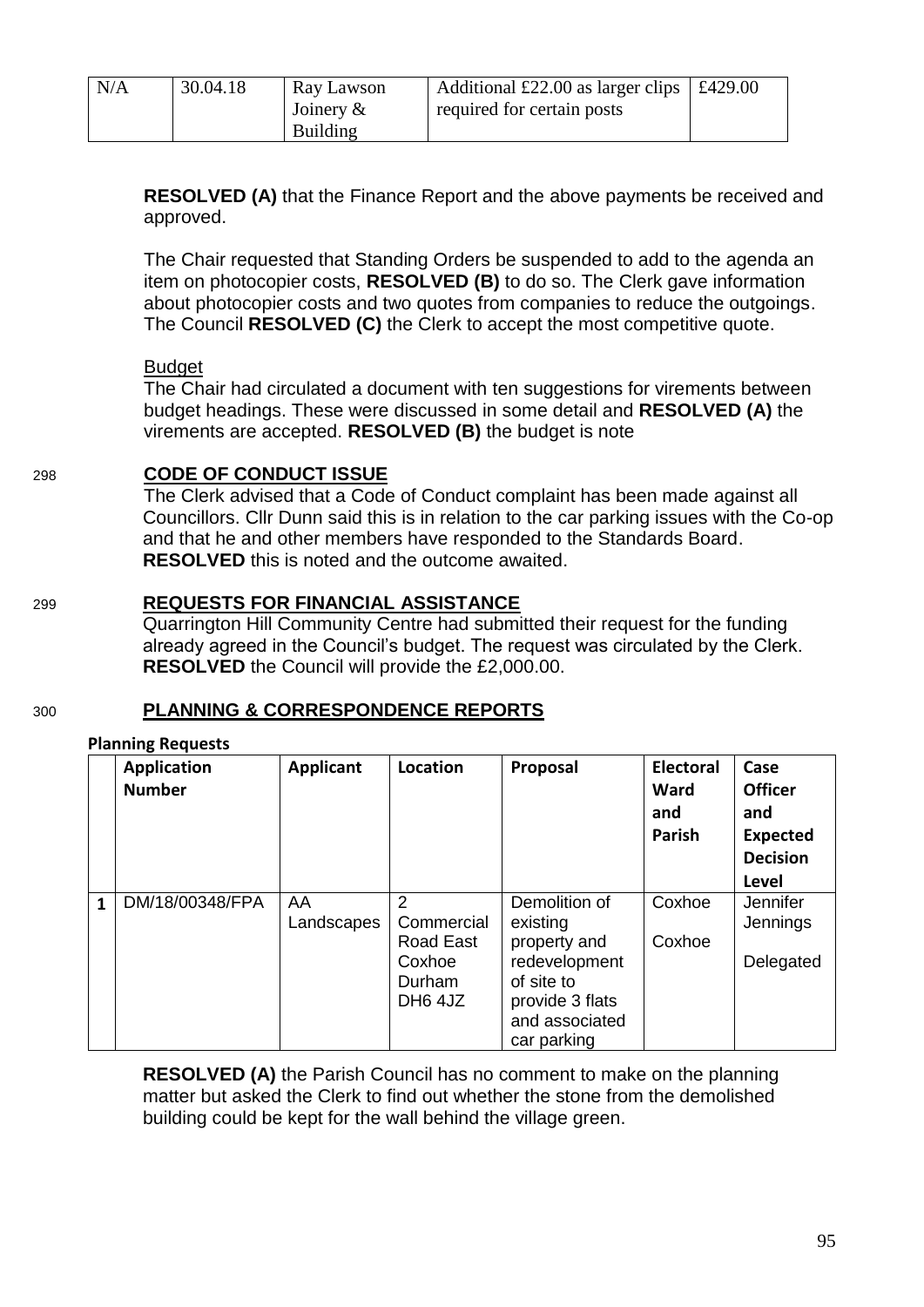| N/A | 30.04.18 | Ray Lawson Joinery & Building | Additional £22.00 as larger clips required for certain posts | £429.00 |
|---|---|---|---|---|

**RESOLVED (A)** that the Finance Report and the above payments be received and approved.

The Chair requested that Standing Orders be suspended to add to the agenda an item on photocopier costs, **RESOLVED (B)** to do so. The Clerk gave information about photocopier costs and two quotes from companies to reduce the outgoings. The Council **RESOLVED (C)** the Clerk to accept the most competitive quote.

Budget

The Chair had circulated a document with ten suggestions for virements between budget headings. These were discussed in some detail and **RESOLVED (A)** the virements are accepted. **RESOLVED (B)** the budget is note

## 298 CODE OF CONDUCT ISSUE

The Clerk advised that a Code of Conduct complaint has been made against all Councillors. Cllr Dunn said this is in relation to the car parking issues with the Co-op and that he and other members have responded to the Standards Board. **RESOLVED** this is noted and the outcome awaited.

## 299 REQUESTS FOR FINANCIAL ASSISTANCE

Quarrington Hill Community Centre had submitted their request for the funding already agreed in the Council's budget. The request was circulated by the Clerk. **RESOLVED** the Council will provide the £2,000.00.

## 300 PLANNING & CORRESPONDENCE REPORTS

**Planning Requests**

| | Application Number | Applicant | Location | Proposal | Electoral Ward and Parish | Case Officer and Expected Decision Level |
|---|---|---|---|---|---|---|
| 1 | DM/18/00348/FPA | AA Landscapes | 2 Commercial Road East Coxhoe Durham DH6 4JZ | Demolition of existing property and redevelopment of site to provide 3 flats and associated car parking | Coxhoe Coxhoe | Jennifer Jennings Delegated |

**RESOLVED (A)** the Parish Council has no comment to make on the planning matter but asked the Clerk to find out whether the stone from the demolished building could be kept for the wall behind the village green.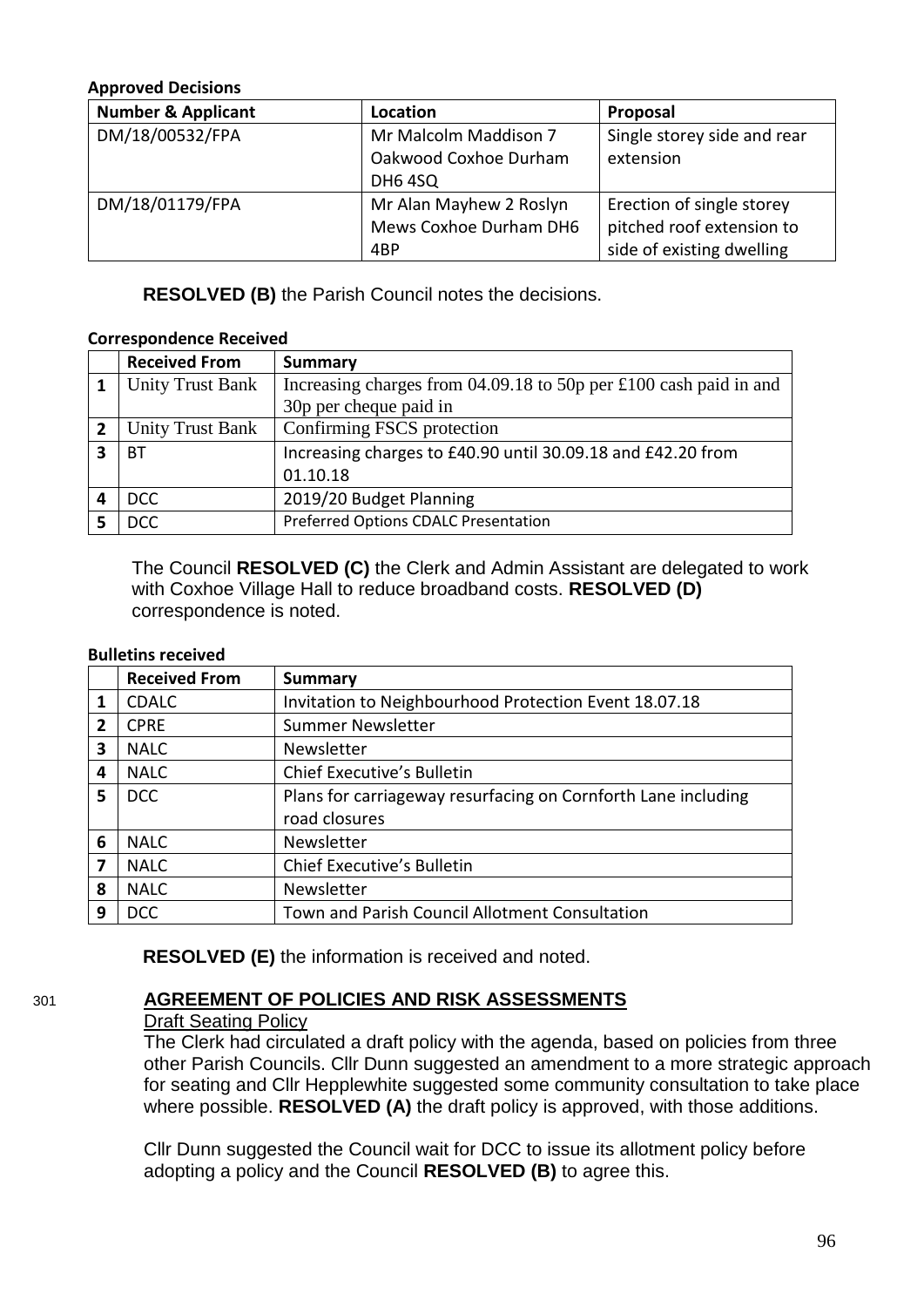**Approved Decisions**

| Number & Applicant | Location | Proposal |
|---|---|---|
| DM/18/00532/FPA | Mr Malcolm Maddison 7 Oakwood Coxhoe Durham DH6 4SQ | Single storey side and rear extension |
| DM/18/01179/FPA | Mr Alan Mayhew 2 Roslyn Mews Coxhoe Durham DH6 4BP | Erection of single storey pitched roof extension to side of existing dwelling |

**RESOLVED (B)** the Parish Council notes the decisions.

**Correspondence Received**

| | Received From | Summary |
|---|---|---|
| **1** | Unity Trust Bank | Increasing charges from 04.09.18 to 50p per £100 cash paid in and 30p per cheque paid in |
| **2** | Unity Trust Bank | Confirming FSCS protection |
| **3** | BT | Increasing charges to £40.90 until 30.09.18 and £42.20 from 01.10.18 |
| **4** | DCC | 2019/20 Budget Planning |
| **5** | DCC | Preferred Options CDALC Presentation |

The Council **RESOLVED (C)** the Clerk and Admin Assistant are delegated to work with Coxhoe Village Hall to reduce broadband costs. **RESOLVED (D)** correspondence is noted.

**Bulletins received**

| | Received From | Summary |
|---|---|---|
| **1** | CDALC | Invitation to Neighbourhood Protection Event 18.07.18 |
| **2** | CPRE | Summer Newsletter |
| **3** | NALC | Newsletter |
| **4** | NALC | Chief Executive's Bulletin |
| **5** | DCC | Plans for carriageway resurfacing on Cornforth Lane including road closures |
| **6** | NALC | Newsletter |
| **7** | NALC | Chief Executive's Bulletin |
| **8** | NALC | Newsletter |
| **9** | DCC | Town and Parish Council Allotment Consultation |

**RESOLVED (E)** the information is received and noted.

301 **AGREEMENT OF POLICIES AND RISK ASSESSMENTS**

Draft Seating Policy

The Clerk had circulated a draft policy with the agenda, based on policies from three other Parish Councils. Cllr Dunn suggested an amendment to a more strategic approach for seating and Cllr Hepplewhite suggested some community consultation to take place where possible. **RESOLVED (A)** the draft policy is approved, with those additions.

Cllr Dunn suggested the Council wait for DCC to issue its allotment policy before adopting a policy and the Council **RESOLVED (B)** to agree this.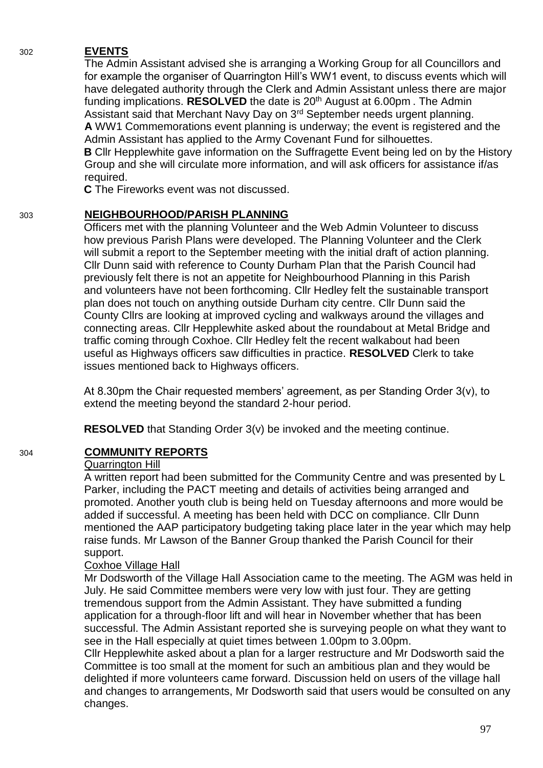302 **EVENTS**

The Admin Assistant advised she is arranging a Working Group for all Councillors and for example the organiser of Quarrington Hill's WW1 event, to discuss events which will have delegated authority through the Clerk and Admin Assistant unless there are major funding implications. **RESOLVED** the date is 20th August at 6.00pm . The Admin Assistant said that Merchant Navy Day on 3rd September needs urgent planning.

**A** WW1 Commemorations event planning is underway; the event is registered and the Admin Assistant has applied to the Army Covenant Fund for silhouettes.

**B** Cllr Hepplewhite gave information on the Suffragette Event being led on by the History Group and she will circulate more information, and will ask officers for assistance if/as required.

**C** The Fireworks event was not discussed.

303 **NEIGHBOURHOOD/PARISH PLANNING**

Officers met with the planning Volunteer and the Web Admin Volunteer to discuss how previous Parish Plans were developed. The Planning Volunteer and the Clerk will submit a report to the September meeting with the initial draft of action planning. Cllr Dunn said with reference to County Durham Plan that the Parish Council had previously felt there is not an appetite for Neighbourhood Planning in this Parish and volunteers have not been forthcoming. Cllr Hedley felt the sustainable transport plan does not touch on anything outside Durham city centre. Cllr Dunn said the County Cllrs are looking at improved cycling and walkways around the villages and connecting areas. Cllr Hepplewhite asked about the roundabout at Metal Bridge and traffic coming through Coxhoe. Cllr Hedley felt the recent walkabout had been useful as Highways officers saw difficulties in practice. **RESOLVED** Clerk to take issues mentioned back to Highways officers.

At 8.30pm the Chair requested members' agreement, as per Standing Order 3(v), to extend the meeting beyond the standard 2-hour period.

**RESOLVED** that Standing Order 3(v) be invoked and the meeting continue.

304 **COMMUNITY REPORTS**

Quarrington Hill

A written report had been submitted for the Community Centre and was presented by L Parker, including the PACT meeting and details of activities being arranged and promoted. Another youth club is being held on Tuesday afternoons and more would be added if successful. A meeting has been held with DCC on compliance. Cllr Dunn mentioned the AAP participatory budgeting taking place later in the year which may help raise funds. Mr Lawson of the Banner Group thanked the Parish Council for their support.

Coxhoe Village Hall

Mr Dodsworth of the Village Hall Association came to the meeting. The AGM was held in July. He said Committee members were very low with just four. They are getting tremendous support from the Admin Assistant. They have submitted a funding application for a through-floor lift and will hear in November whether that has been successful. The Admin Assistant reported she is surveying people on what they want to see in the Hall especially at quiet times between 1.00pm to 3.00pm.

Cllr Hepplewhite asked about a plan for a larger restructure and Mr Dodsworth said the Committee is too small at the moment for such an ambitious plan and they would be delighted if more volunteers came forward. Discussion held on users of the village hall and changes to arrangements, Mr Dodsworth said that users would be consulted on any changes.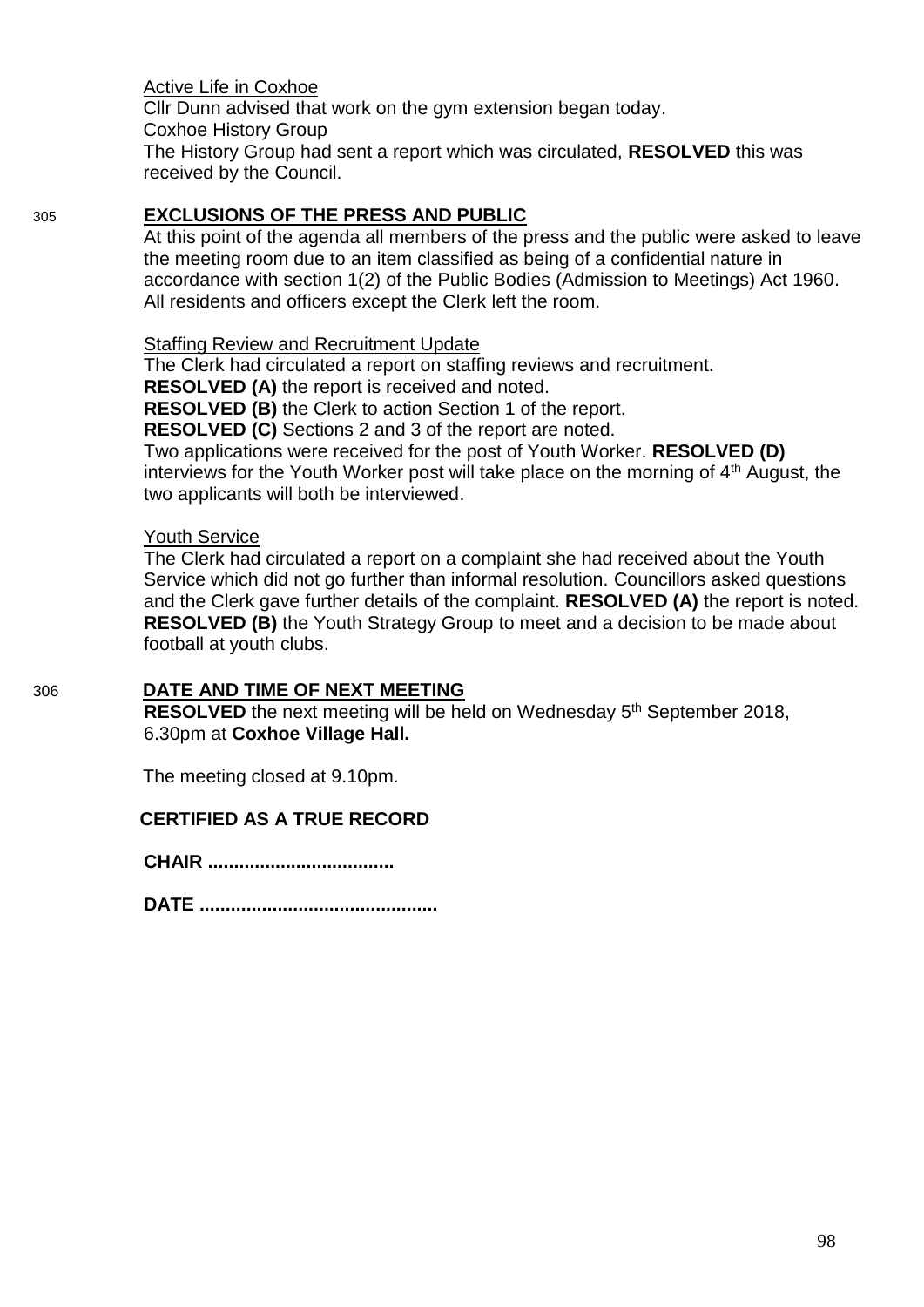Active Life in Coxhoe

Cllr Dunn advised that work on the gym extension began today.

Coxhoe History Group

The History Group had sent a report which was circulated, **RESOLVED** this was received by the Council.

305 **EXCLUSIONS OF THE PRESS AND PUBLIC**

At this point of the agenda all members of the press and the public were asked to leave the meeting room due to an item classified as being of a confidential nature in accordance with section 1(2) of the Public Bodies (Admission to Meetings) Act 1960. All residents and officers except the Clerk left the room.

Staffing Review and Recruitment Update

The Clerk had circulated a report on staffing reviews and recruitment.

**RESOLVED (A)** the report is received and noted.

**RESOLVED (B)** the Clerk to action Section 1 of the report.

**RESOLVED (C)** Sections 2 and 3 of the report are noted.

Two applications were received for the post of Youth Worker. **RESOLVED (D)** interviews for the Youth Worker post will take place on the morning of 4th August, the two applicants will both be interviewed.

Youth Service

The Clerk had circulated a report on a complaint she had received about the Youth Service which did not go further than informal resolution. Councillors asked questions and the Clerk gave further details of the complaint. **RESOLVED (A)** the report is noted. **RESOLVED (B)** the Youth Strategy Group to meet and a decision to be made about football at youth clubs.

306 **DATE AND TIME OF NEXT MEETING**

**RESOLVED** the next meeting will be held on Wednesday 5th September 2018, 6.30pm at **Coxhoe Village Hall.**

The meeting closed at 9.10pm.

**CERTIFIED AS A TRUE RECORD**

**CHAIR ....................................**

**DATE ..............................................**